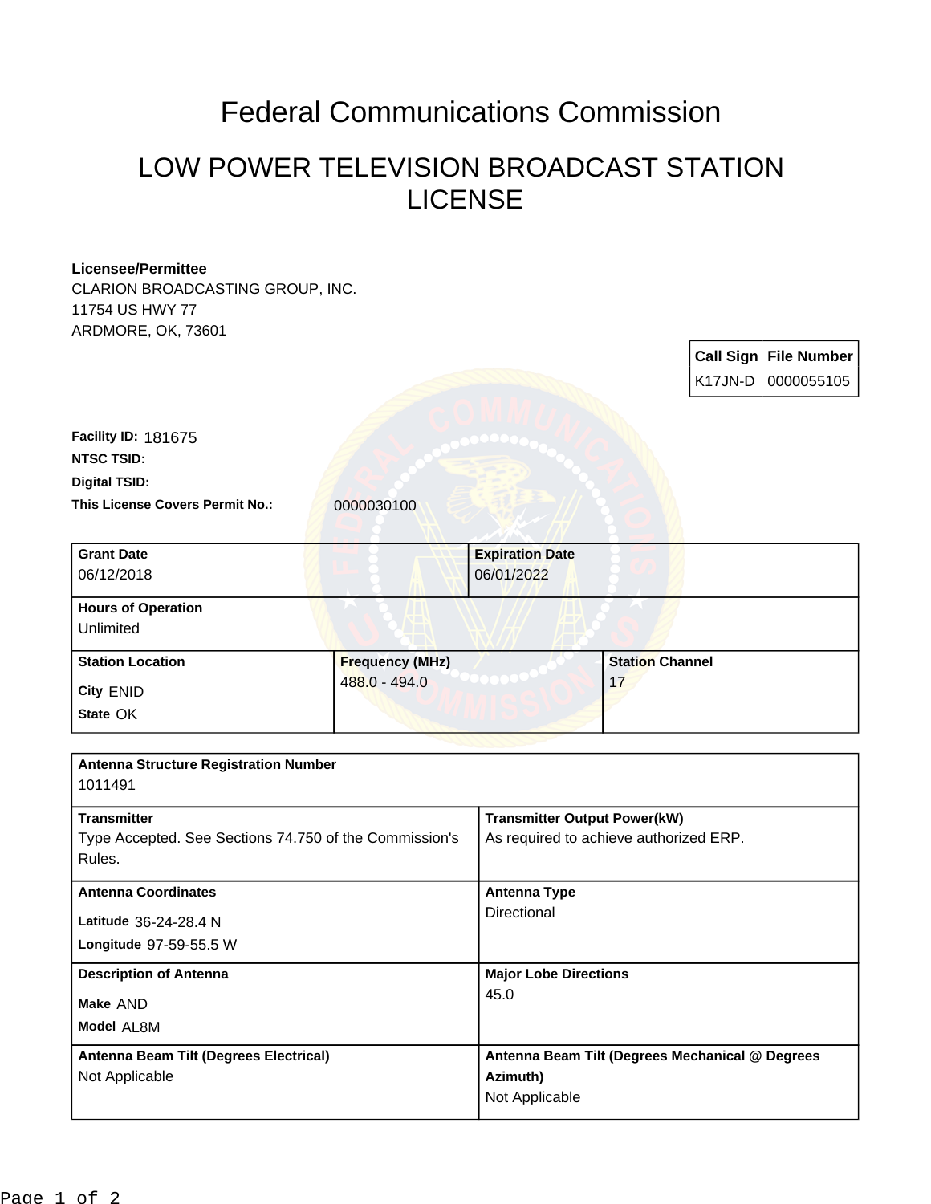# Federal Communications Commission

## LOW POWER TELEVISION BROADCAST STATION LICENSE

**Licensee/Permittee**
CLARION BROADCASTING GROUP, INC.
11754 US HWY 77
ARDMORE, OK, 73601

| Call Sign | File Number |
|---|---|
| K17JN-D | 0000055105 |

**Facility ID:** 181675
**NTSC TSID:**
**Digital TSID:**
**This License Covers Permit No.:** 0000030100

| **Grant Date** | **Expiration Date** |
|---|---|
| 06/12/2018 | 06/01/2022 |

**Hours of Operation**
Unlimited

| **Station Location** | **Frequency (MHz)** | **Station Channel** |
|---|---|---|
| City ENID<br>State OK | 488.0 - 494.0 | 17 |

**Antenna Structure Registration Number**
1011491

| **Transmitter** | **Transmitter Output Power(kW)** |
|---|---|
| Type Accepted. See Sections 74.750 of the Commission's Rules. | As required to achieve authorized ERP. |
| **Antenna Coordinates** | **Antenna Type** |
| Latitude 36-24-28.4 N<br>Longitude 97-59-55.5 W | Directional |
| **Description of Antenna** | **Major Lobe Directions** |
| Make AND<br>Model AL8M | 45.0 |
| **Antenna Beam Tilt (Degrees Electrical)** | **Antenna Beam Tilt (Degrees Mechanical @ Degrees Azimuth)** |
| Not Applicable | Not Applicable |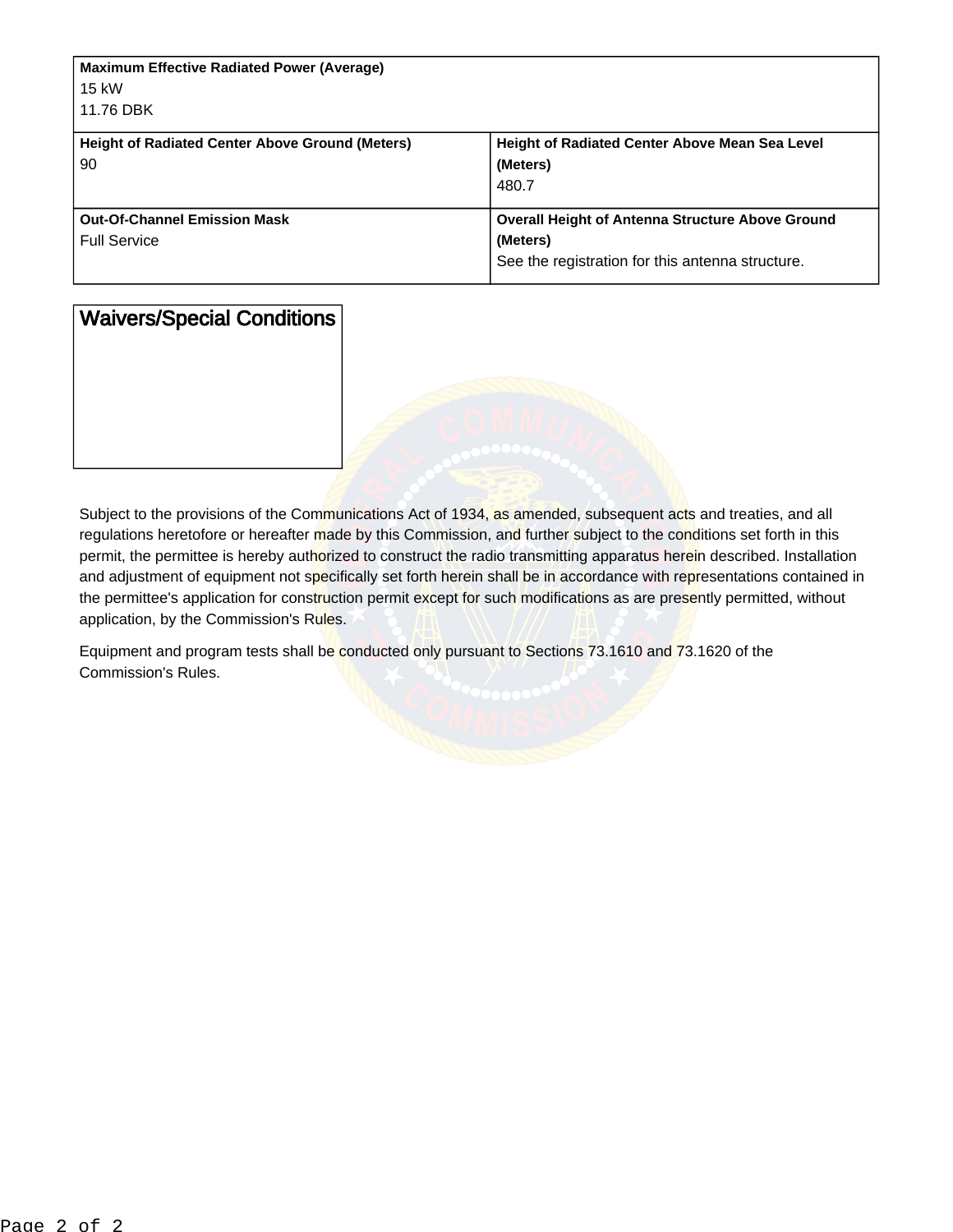| | |
|---|---|
| **Maximum Effective Radiated Power (Average)**<br>15 kW<br>11.76 DBK | |
| **Height of Radiated Center Above Ground (Meters)**<br>90 | **Height of Radiated Center Above Mean Sea Level (Meters)**<br>480.7 |
| **Out-Of-Channel Emission Mask**<br>Full Service | **Overall Height of Antenna Structure Above Ground (Meters)**<br>See the registration for this antenna structure. |

## Waivers/Special Conditions

Subject to the provisions of the Communications Act of 1934, as amended, subsequent acts and treaties, and all regulations heretofore or hereafter made by this Commission, and further subject to the conditions set forth in this permit, the permittee is hereby authorized to construct the radio transmitting apparatus herein described. Installation and adjustment of equipment not specifically set forth herein shall be in accordance with representations contained in the permittee's application for construction permit except for such modifications as are presently permitted, without application, by the Commission's Rules.

Equipment and program tests shall be conducted only pursuant to Sections 73.1610 and 73.1620 of the Commission's Rules.